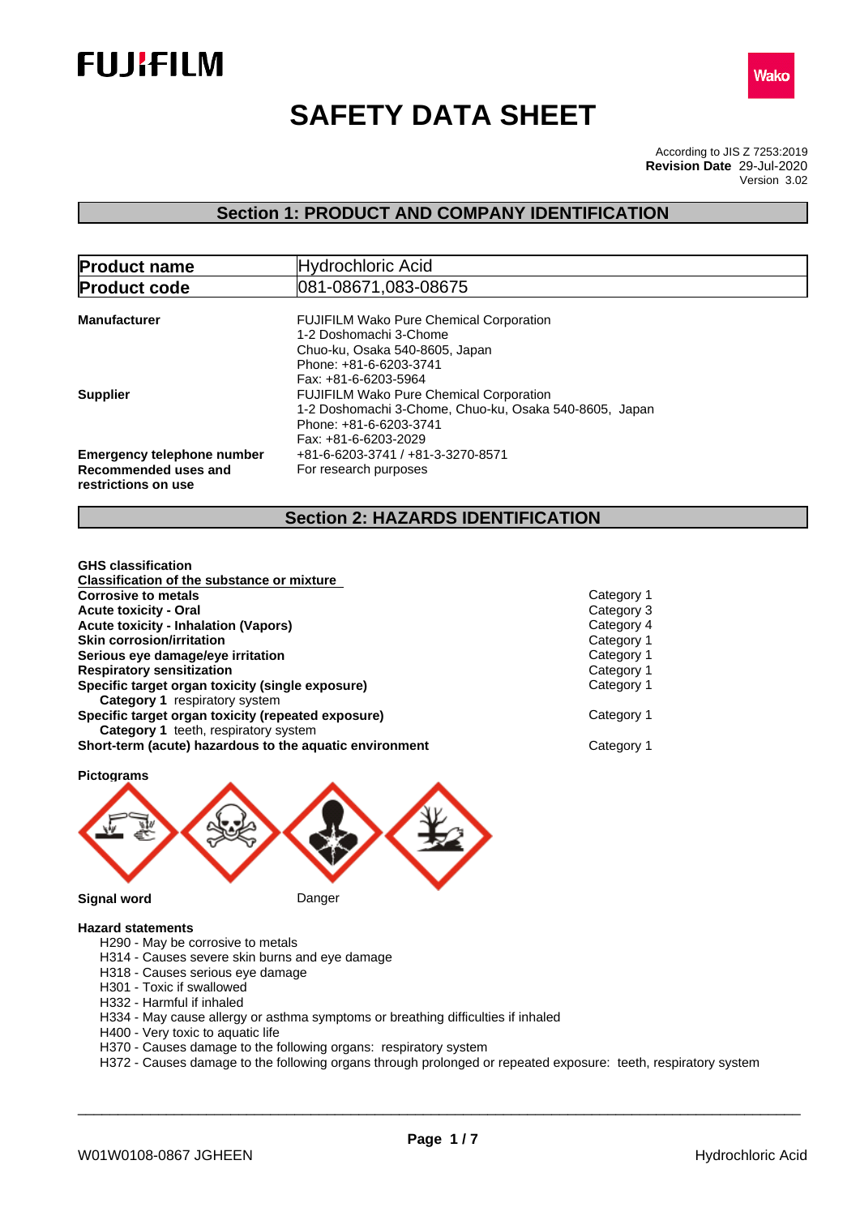# SAFETY DATA SHEET

According to JIS Z 7253:2019
**Revision Date** 29-Jul-2020
Version 3.02

## Section 1: PRODUCT AND COMPANY IDENTIFICATION

| **Product name** | Hydrochloric Acid |
|---|---|
| **Product code** | 081-08671,083-08675 |

**Manufacturer**
FUJIFILM Wako Pure Chemical Corporation
1-2 Doshomachi 3-Chome
Chuo-ku, Osaka 540-8605, Japan
Phone: +81-6-6203-3741
Fax: +81-6-6203-5964

**Supplier**
FUJIFILM Wako Pure Chemical Corporation
1-2 Doshomachi 3-Chome, Chuo-ku, Osaka 540-8605, Japan
Phone: +81-6-6203-3741
Fax: +81-6-6203-2029

**Emergency telephone number** +81-6-6203-3741 / +81-3-3270-8571

**Recommended uses and restrictions on use** For research purposes

## Section 2: HAZARDS IDENTIFICATION

**GHS classification**

**Classification of the substance or mixture**

| | |
|---|---|
| **Corrosive to metals** | Category 1 |
| **Acute toxicity - Oral** | Category 3 |
| **Acute toxicity - Inhalation (Vapors)** | Category 4 |
| **Skin corrosion/irritation** | Category 1 |
| **Serious eye damage/eye irritation** | Category 1 |
| **Respiratory sensitization** | Category 1 |
| **Specific target organ toxicity (single exposure)** | Category 1 |
| **Category 1** respiratory system | |
| **Specific target organ toxicity (repeated exposure)** | Category 1 |
| **Category 1** teeth, respiratory system | |
| **Short-term (acute) hazardous to the aquatic environment** | Category 1 |

**Pictograms**

**Signal word** Danger

**Hazard statements**

- H290 - May be corrosive to metals
- H314 - Causes severe skin burns and eye damage
- H318 - Causes serious eye damage
- H301 - Toxic if swallowed
- H332 - Harmful if inhaled
- H334 - May cause allergy or asthma symptoms or breathing difficulties if inhaled
- H400 - Very toxic to aquatic life
- H370 - Causes damage to the following organs: respiratory system
- H372 - Causes damage to the following organs through prolonged or repeated exposure: teeth, respiratory system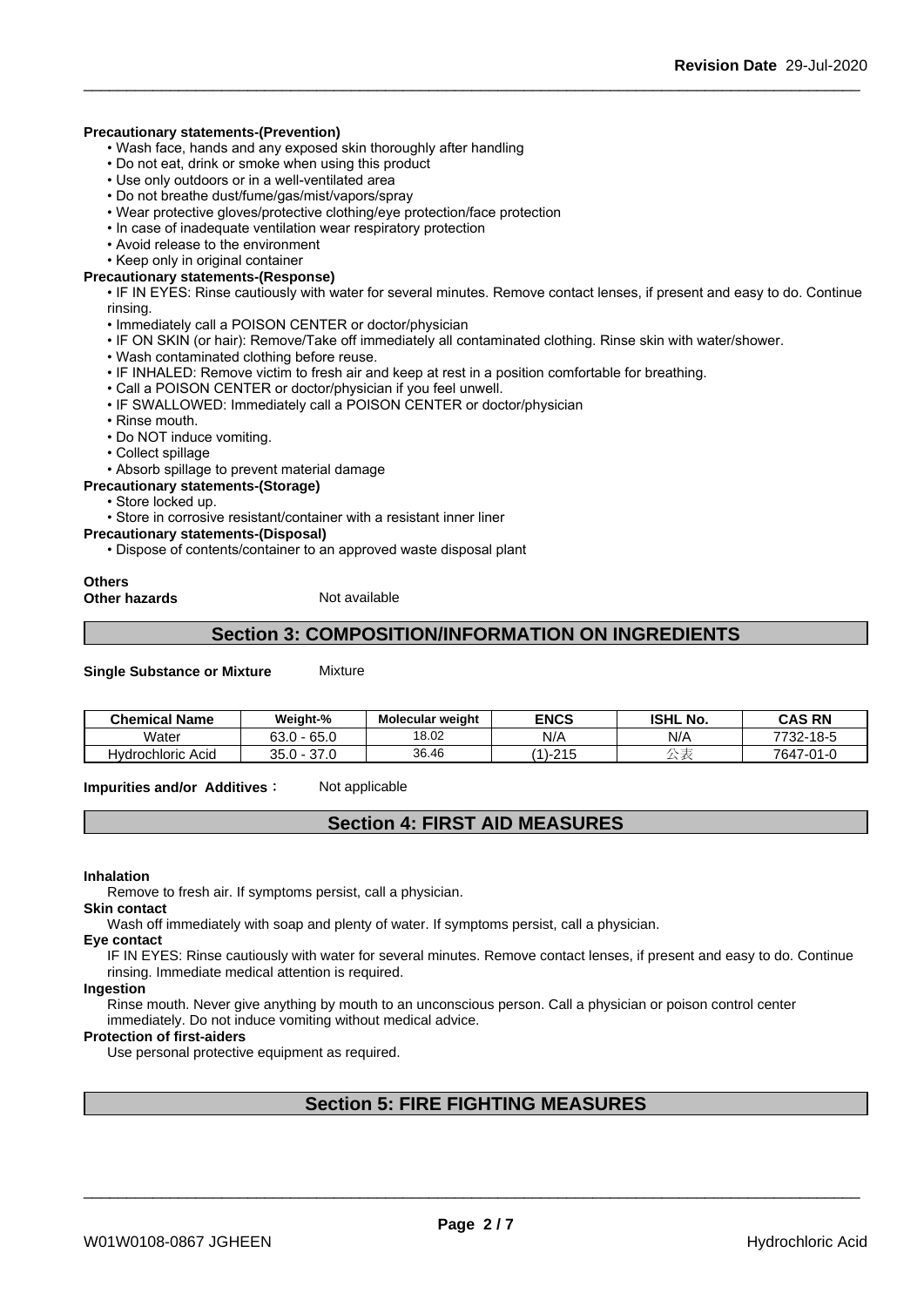**Precautionary statements-(Prevention)**

- Wash face, hands and any exposed skin thoroughly after handling
- Do not eat, drink or smoke when using this product
- Use only outdoors or in a well-ventilated area
- Do not breathe dust/fume/gas/mist/vapors/spray
- Wear protective gloves/protective clothing/eye protection/face protection
- In case of inadequate ventilation wear respiratory protection
- Avoid release to the environment
- Keep only in original container

**Precautionary statements-(Response)**

- IF IN EYES: Rinse cautiously with water for several minutes. Remove contact lenses, if present and easy to do. Continue rinsing.
- Immediately call a POISON CENTER or doctor/physician
- IF ON SKIN (or hair): Remove/Take off immediately all contaminated clothing. Rinse skin with water/shower.
- Wash contaminated clothing before reuse.
- IF INHALED: Remove victim to fresh air and keep at rest in a position comfortable for breathing.
- Call a POISON CENTER or doctor/physician if you feel unwell.
- IF SWALLOWED: Immediately call a POISON CENTER or doctor/physician
- Rinse mouth.
- Do NOT induce vomiting.
- Collect spillage
- Absorb spillage to prevent material damage

**Precautionary statements-(Storage)**

- Store locked up.
- Store in corrosive resistant/container with a resistant inner liner

**Precautionary statements-(Disposal)**

- Dispose of contents/container to an approved waste disposal plant

**Others**

**Other hazards** Not available

## Section 3: COMPOSITION/INFORMATION ON INGREDIENTS

**Single Substance or Mixture** Mixture

| Chemical Name | Weight-% | Molecular weight | ENCS | ISHL No. | CAS RN |
|---|---|---|---|---|---|
| Water | 63.0 - 65.0 | 18.02 | N/A | N/A | 7732-18-5 |
| Hydrochloric Acid | 35.0 - 37.0 | 36.46 | (1)-215 | 公表 | 7647-01-0 |

**Impurities and/or Additives：** Not applicable

## Section 4: FIRST AID MEASURES

**Inhalation**

Remove to fresh air. If symptoms persist, call a physician.

**Skin contact**

Wash off immediately with soap and plenty of water. If symptoms persist, call a physician.

**Eye contact**

IF IN EYES: Rinse cautiously with water for several minutes. Remove contact lenses, if present and easy to do. Continue rinsing. Immediate medical attention is required.

**Ingestion**

Rinse mouth. Never give anything by mouth to an unconscious person. Call a physician or poison control center immediately. Do not induce vomiting without medical advice.

**Protection of first-aiders**

Use personal protective equipment as required.

## Section 5: FIRE FIGHTING MEASURES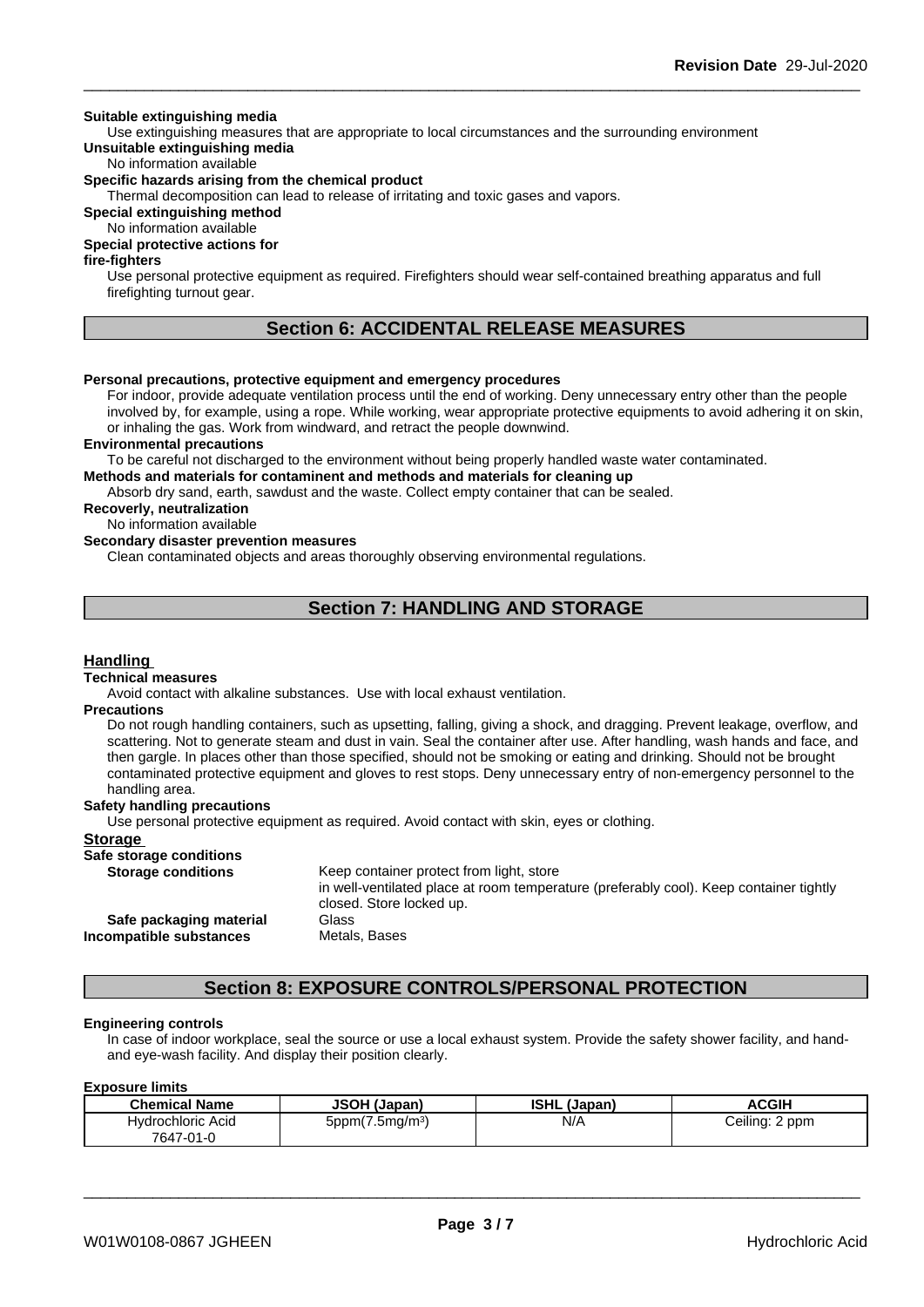**Suitable extinguishing media**

Use extinguishing measures that are appropriate to local circumstances and the surrounding environment

**Unsuitable extinguishing media**

No information available

**Specific hazards arising from the chemical product**

Thermal decomposition can lead to release of irritating and toxic gases and vapors.

**Special extinguishing method**

No information available

**Special protective actions for fire-fighters**

Use personal protective equipment as required. Firefighters should wear self-contained breathing apparatus and full firefighting turnout gear.

## Section 6: ACCIDENTAL RELEASE MEASURES

**Personal precautions, protective equipment and emergency procedures**

For indoor, provide adequate ventilation process until the end of working. Deny unnecessary entry other than the people involved by, for example, using a rope. While working, wear appropriate protective equipments to avoid adhering it on skin, or inhaling the gas. Work from windward, and retract the people downwind.

**Environmental precautions**

To be careful not discharged to the environment without being properly handled waste water contaminated.

**Methods and materials for contaminent and methods and materials for cleaning up**

Absorb dry sand, earth, sawdust and the waste. Collect empty container that can be sealed.

**Recoverly, neutralization**

No information available

**Secondary disaster prevention measures**

Clean contaminated objects and areas thoroughly observing environmental regulations.

## Section 7: HANDLING AND STORAGE

### Handling

**Technical measures**

Avoid contact with alkaline substances. Use with local exhaust ventilation.

**Precautions**

Do not rough handling containers, such as upsetting, falling, giving a shock, and dragging. Prevent leakage, overflow, and scattering. Not to generate steam and dust in vain. Seal the container after use. After handling, wash hands and face, and then gargle. In places other than those specified, should not be smoking or eating and drinking. Should not be brought contaminated protective equipment and gloves to rest stops. Deny unnecessary entry of non-emergency personnel to the handling area.

**Safety handling precautions**

Use personal protective equipment as required. Avoid contact with skin, eyes or clothing.

### Storage

**Safe storage conditions**

**Storage conditions** Keep container protect from light, store in well-ventilated place at room temperature (preferably cool). Keep container tightly closed. Store locked up.

**Safe packaging material** Glass

**Incompatible substances** Metals, Bases

## Section 8: EXPOSURE CONTROLS/PERSONAL PROTECTION

**Engineering controls**

In case of indoor workplace, seal the source or use a local exhaust system. Provide the safety shower facility, and hand- and eye-wash facility. And display their position clearly.

**Exposure limits**

| Chemical Name | JSOH (Japan) | ISHL (Japan) | ACGIH |
|---|---|---|---|
| Hydrochloric Acid<br>7647-01-0 | 5ppm(7.5mg/m$^3$) | N/A | Ceiling: 2 ppm |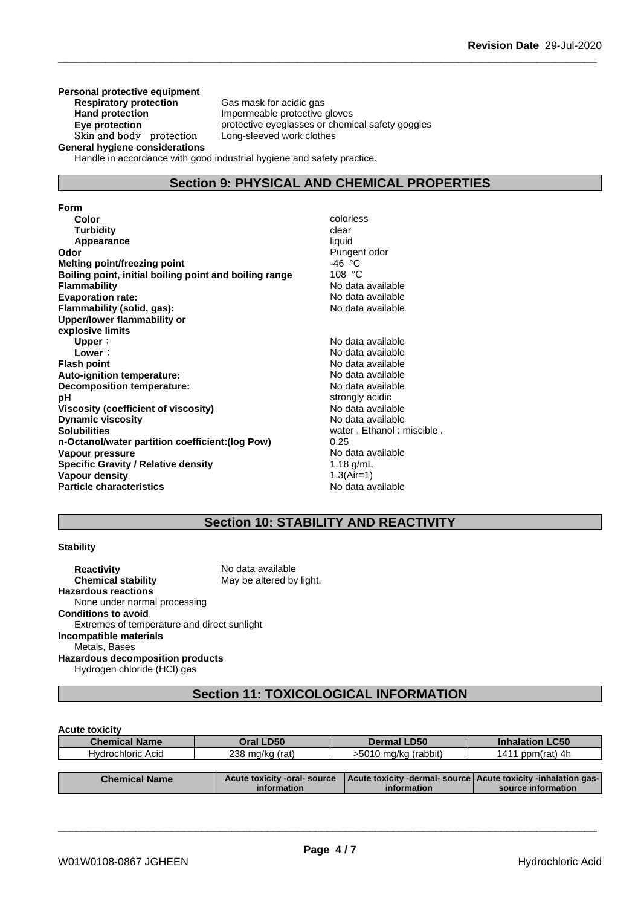**Personal protective equipment**

| | |
|---|---|
| **Respiratory protection** | Gas mask for acidic gas |
| **Hand protection** | Impermeable protective gloves |
| **Eye protection** | protective eyeglasses or chemical safety goggles |
| Skin and body protection | Long-sleeved work clothes |

**General hygiene considerations**

Handle in accordance with good industrial hygiene and safety practice.

## Section 9: PHYSICAL AND CHEMICAL PROPERTIES

| | |
|---|---|
| **Form** | |
| **Color** | colorless |
| **Turbidity** | clear |
| **Appearance** | liquid |
| **Odor** | Pungent odor |
| **Melting point/freezing point** | -46 °C |
| **Boiling point, initial boiling point and boiling range** | 108 °C |
| **Flammability** | No data available |
| **Evaporation rate:** | No data available |
| **Flammability (solid, gas):** | No data available |
| **Upper/lower flammability or explosive limits** | |
| **Upper**： | No data available |
| **Lower**： | No data available |
| **Flash point** | No data available |
| **Auto-ignition temperature:** | No data available |
| **Decomposition temperature:** | No data available |
| **pH** | strongly acidic |
| **Viscosity (coefficient of viscosity)** | No data available |
| **Dynamic viscosity** | No data available |
| **Solubilities** | water , Ethanol : miscible . |
| **n-Octanol/water partition coefficient:(log Pow)** | 0.25 |
| **Vapour pressure** | No data available |
| **Specific Gravity / Relative density** | 1.18 g/mL |
| **Vapour density** | 1.3(Air=1) |
| **Particle characteristics** | No data available |

## Section 10: STABILITY AND REACTIVITY

**Stability**

| | |
|---|---|
| **Reactivity** | No data available |
| **Chemical stability** | May be altered by light. |

**Hazardous reactions**

None under normal processing

**Conditions to avoid**

Extremes of temperature and direct sunlight

**Incompatible materials**

Metals, Bases

**Hazardous decomposition products**

Hydrogen chloride (HCl) gas

## Section 11: TOXICOLOGICAL INFORMATION

**Acute toxicity**

| Chemical Name | Oral LD50 | Dermal LD50 | Inhalation LC50 |
|---|---|---|---|
| Hydrochloric Acid | 238 mg/kg (rat) | >5010 mg/kg (rabbit) | 1411 ppm(rat) 4h |

| Chemical Name | Acute toxicity -oral- source information | Acute toxicity -dermal- source information | Acute toxicity -inhalation gas- source information |
|---|---|---|---|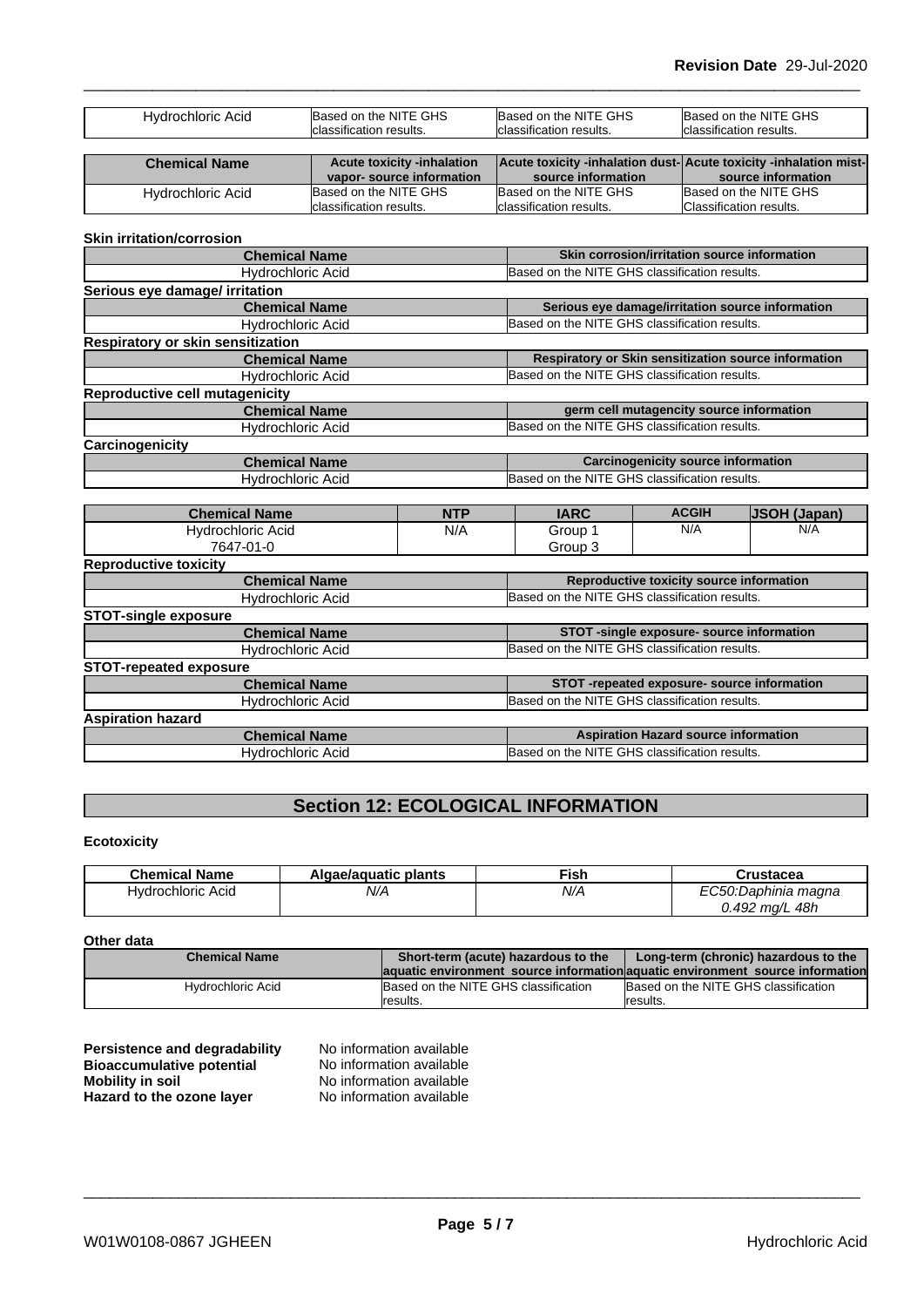| Hydrochloric Acid | Based on the NITE GHS classification results. | Based on the NITE GHS classification results. | Based on the NITE GHS classification results. |
|---|---|---|---|

| Chemical Name | Acute toxicity -inhalation vapor- source information | Acute toxicity -inhalation dust- source information | Acute toxicity -inhalation mist- source information |
|---|---|---|---|
| Hydrochloric Acid | Based on the NITE GHS classification results. | Based on the NITE GHS classification results. | Based on the NITE GHS Classification results. |

**Skin irritation/corrosion**

| Chemical Name | Skin corrosion/irritation source information |
|---|---|
| Hydrochloric Acid | Based on the NITE GHS classification results. |

**Serious eye damage/ irritation**

| Chemical Name | Serious eye damage/irritation source information |
|---|---|
| Hydrochloric Acid | Based on the NITE GHS classification results. |

**Respiratory or skin sensitization**

| Chemical Name | Respiratory or Skin sensitization source information |
|---|---|
| Hydrochloric Acid | Based on the NITE GHS classification results. |

**Reproductive cell mutagenicity**

| Chemical Name | germ cell mutagencity source information |
|---|---|
| Hydrochloric Acid | Based on the NITE GHS classification results. |

**Carcinogenicity**

| Chemical Name | Carcinogenicity source information |
|---|---|
| Hydrochloric Acid | Based on the NITE GHS classification results. |

| Chemical Name | NTP | IARC | ACGIH | JSOH (Japan) |
|---|---|---|---|---|
| Hydrochloric Acid 7647-01-0 | N/A | Group 1 Group 3 | N/A | N/A |

**Reproductive toxicity**

| Chemical Name | Reproductive toxicity source information |
|---|---|
| Hydrochloric Acid | Based on the NITE GHS classification results. |

**STOT-single exposure**

| Chemical Name | STOT -single exposure- source information |
|---|---|
| Hydrochloric Acid | Based on the NITE GHS classification results. |

**STOT-repeated exposure**

| Chemical Name | STOT -repeated exposure- source information |
|---|---|
| Hydrochloric Acid | Based on the NITE GHS classification results. |

**Aspiration hazard**

| Chemical Name | Aspiration Hazard source information |
|---|---|
| Hydrochloric Acid | Based on the NITE GHS classification results. |

## Section 12: ECOLOGICAL INFORMATION

**Ecotoxicity**

| Chemical Name | Algae/aquatic plants | Fish | Crustacea |
|---|---|---|---|
| Hydrochloric Acid | *N/A* | *N/A* | *EC50:Daphinia magna 0.492 mg/L 48h* |

**Other data**

| Chemical Name | Short-term (acute) hazardous to the aquatic environment source information | Long-term (chronic) hazardous to the aquatic environment source information |
|---|---|---|
| Hydrochloric Acid | Based on the NITE GHS classification results. | Based on the NITE GHS classification results. |

**Persistence and degradability** No information available
**Bioaccumulative potential** No information available
**Mobility in soil** No information available
**Hazard to the ozone layer** No information available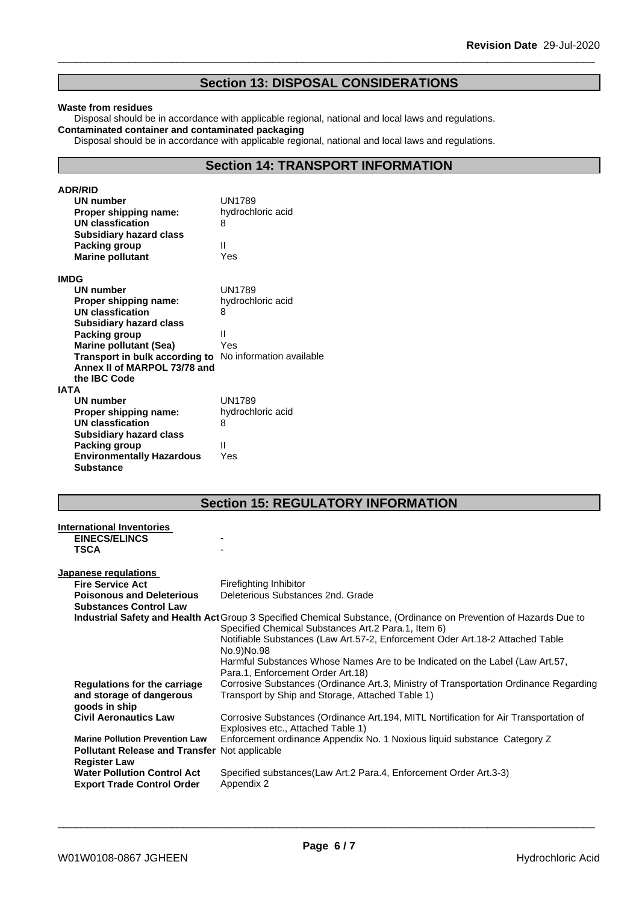## Section 13: DISPOSAL CONSIDERATIONS

**Waste from residues**

Disposal should be in accordance with applicable regional, national and local laws and regulations.

**Contaminated container and contaminated packaging**

Disposal should be in accordance with applicable regional, national and local laws and regulations.

## Section 14: TRANSPORT INFORMATION

**ADR/RID**

| | |
|---|---|
| **UN number** | UN1789 |
| **Proper shipping name:** | hydrochloric acid |
| **UN classfication** | 8 |
| **Subsidiary hazard class** | |
| **Packing group** | II |
| **Marine pollutant** | Yes |

**IMDG**

| | |
|---|---|
| **UN number** | UN1789 |
| **Proper shipping name:** | hydrochloric acid |
| **UN classfication** | 8 |
| **Subsidiary hazard class** | |
| **Packing group** | II |
| **Marine pollutant (Sea)** | Yes |
| **Transport in bulk according to Annex II of MARPOL 73/78 and the IBC Code** | No information available |

**IATA**

| | |
|---|---|
| **UN number** | UN1789 |
| **Proper shipping name:** | hydrochloric acid |
| **UN classfication** | 8 |
| **Subsidiary hazard class** | |
| **Packing group** | II |
| **Environmentally Hazardous Substance** | Yes |

## Section 15: REGULATORY INFORMATION

**International Inventories**

| | |
|---|---|
| **EINECS/ELINCS** | - |
| **TSCA** | - |

**Japanese regulations**

| | |
|---|---|
| **Fire Service Act** | Firefighting Inhibitor |
| **Poisonous and Deleterious Substances Control Law** | Deleterious Substances 2nd. Grade |
| **Industrial Safety and Health Act** | Group 3 Specified Chemical Substance, (Ordinance on Prevention of Hazards Due to Specified Chemical Substances Art.2 Para.1, Item 6)<br>Notifiable Substances (Law Art.57-2, Enforcement Oder Art.18-2 Attached Table No.9)No.98<br>Harmful Substances Whose Names Are to be Indicated on the Label (Law Art.57, Para.1, Enforcement Order Art.18) |
| **Regulations for the carriage and storage of dangerous goods in ship** | Corrosive Substances (Ordinance Art.3, Ministry of Transportation Ordinance Regarding Transport by Ship and Storage, Attached Table 1) |
| **Civil Aeronautics Law** | Corrosive Substances (Ordinance Art.194, MITL Nortification for Air Transportation of Explosives etc., Attached Table 1) |
| **Marine Pollution Prevention Law** | Enforcement ordinance Appendix No. 1 Noxious liquid substance Category Z |
| **Pollutant Release and Transfer Register Law** | Not applicable |
| **Water Pollution Control Act** | Specified substances(Law Art.2 Para.4, Enforcement Order Art.3-3) |
| **Export Trade Control Order** | Appendix 2 |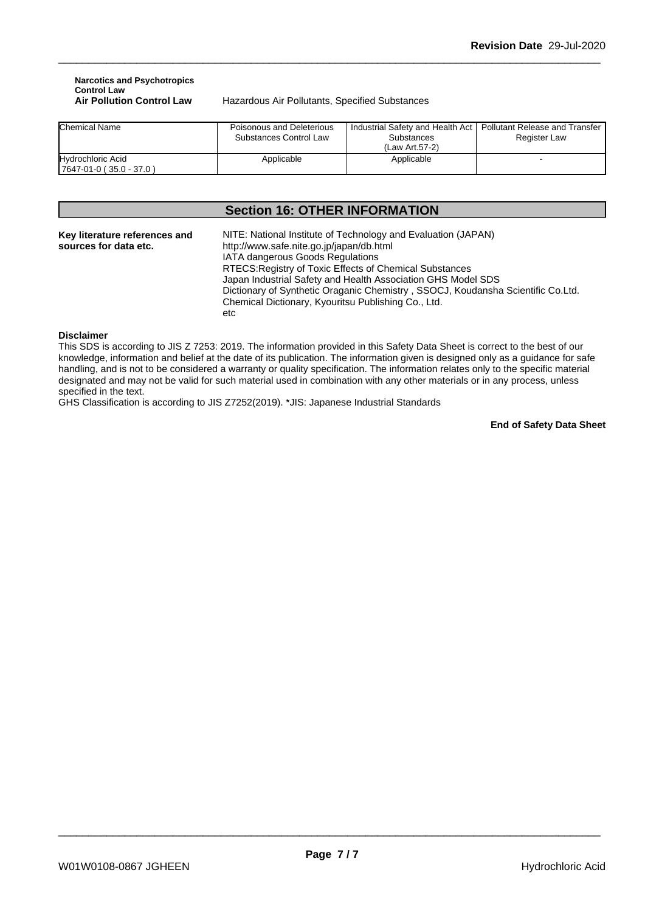**Narcotics and Psychotropics Control Law**

**Air Pollution Control Law** Hazardous Air Pollutants, Specified Substances

| Chemical Name | Poisonous and Deleterious Substances Control Law | Industrial Safety and Health Act Substances (Law Art.57-2) | Pollutant Release and Transfer Register Law |
|---|---|---|---|
| Hydrochloric Acid 7647-01-0 ( 35.0 - 37.0 ) | Applicable | Applicable | - |

## Section 16: OTHER INFORMATION

**Key literature references and sources for data etc.**

NITE: National Institute of Technology and Evaluation (JAPAN)
http://www.safe.nite.go.jp/japan/db.html
IATA dangerous Goods Regulations
RTECS:Registry of Toxic Effects of Chemical Substances
Japan Industrial Safety and Health Association GHS Model SDS
Dictionary of Synthetic Oraganic Chemistry , SSOCJ, Koudansha Scientific Co.Ltd.
Chemical Dictionary, Kyouritsu Publishing Co., Ltd.
etc

**Disclaimer**

This SDS is according to JIS Z 7253: 2019. The information provided in this Safety Data Sheet is correct to the best of our knowledge, information and belief at the date of its publication. The information given is designed only as a guidance for safe handling, and is not to be considered a warranty or quality specification. The information relates only to the specific material designated and may not be valid for such material used in combination with any other materials or in any process, unless specified in the text.

GHS Classification is according to JIS Z7252(2019). *JIS: Japanese Industrial Standards

**End of Safety Data Sheet**